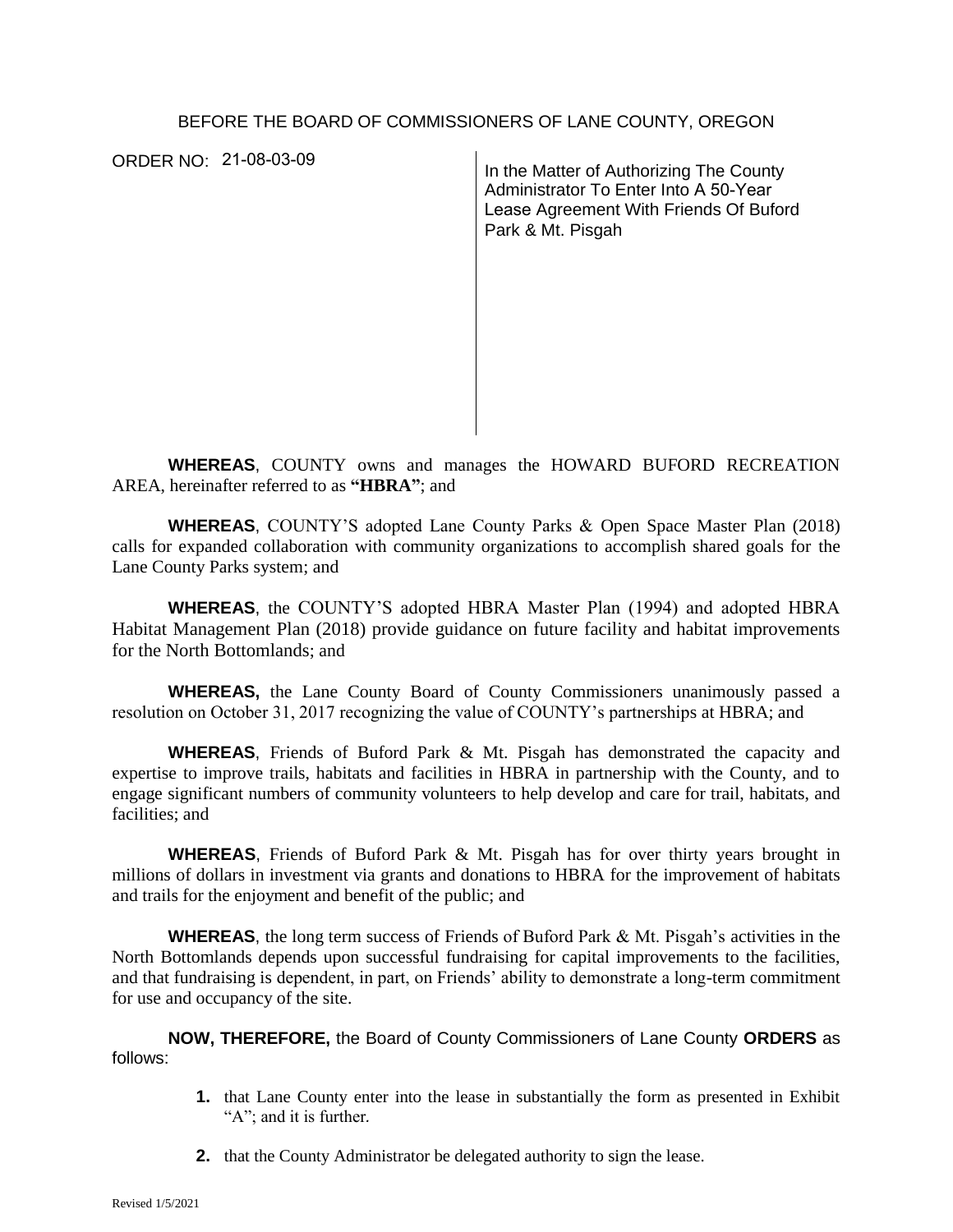BEFORE THE BOARD OF COMMISSIONERS OF LANE COUNTY, OREGON

ORDER NO: 21-08-03-09

In the Matter of Authorizing The County Administrator To Enter Into A 50-Year Lease Agreement With Friends Of Buford Park & Mt. Pisgah

**WHEREAS**, COUNTY owns and manages the HOWARD BUFORD RECREATION AREA, hereinafter referred to as **"HBRA"**; and

**WHEREAS**, COUNTY'S adopted Lane County Parks & Open Space Master Plan (2018) calls for expanded collaboration with community organizations to accomplish shared goals for the Lane County Parks system; and

**WHEREAS**, the COUNTY'S adopted HBRA Master Plan (1994) and adopted HBRA Habitat Management Plan (2018) provide guidance on future facility and habitat improvements for the North Bottomlands; and

**WHEREAS,** the Lane County Board of County Commissioners unanimously passed a resolution on October 31, 2017 recognizing the value of COUNTY's partnerships at HBRA; and

**WHEREAS**, Friends of Buford Park & Mt. Pisgah has demonstrated the capacity and expertise to improve trails, habitats and facilities in HBRA in partnership with the County, and to engage significant numbers of community volunteers to help develop and care for trail, habitats, and facilities; and

**WHEREAS**, Friends of Buford Park & Mt. Pisgah has for over thirty years brought in millions of dollars in investment via grants and donations to HBRA for the improvement of habitats and trails for the enjoyment and benefit of the public; and

**WHEREAS**, the long term success of Friends of Buford Park & Mt. Pisgah's activities in the North Bottomlands depends upon successful fundraising for capital improvements to the facilities, and that fundraising is dependent, in part, on Friends' ability to demonstrate a long-term commitment for use and occupancy of the site.

**NOW, THEREFORE,** the Board of County Commissioners of Lane County **ORDERS** as follows:

1. that Lane County enter into the lease in substantially the form as presented in Exhibit "A"; and it is further.
2. that the County Administrator be delegated authority to sign the lease.

Revised 1/5/2021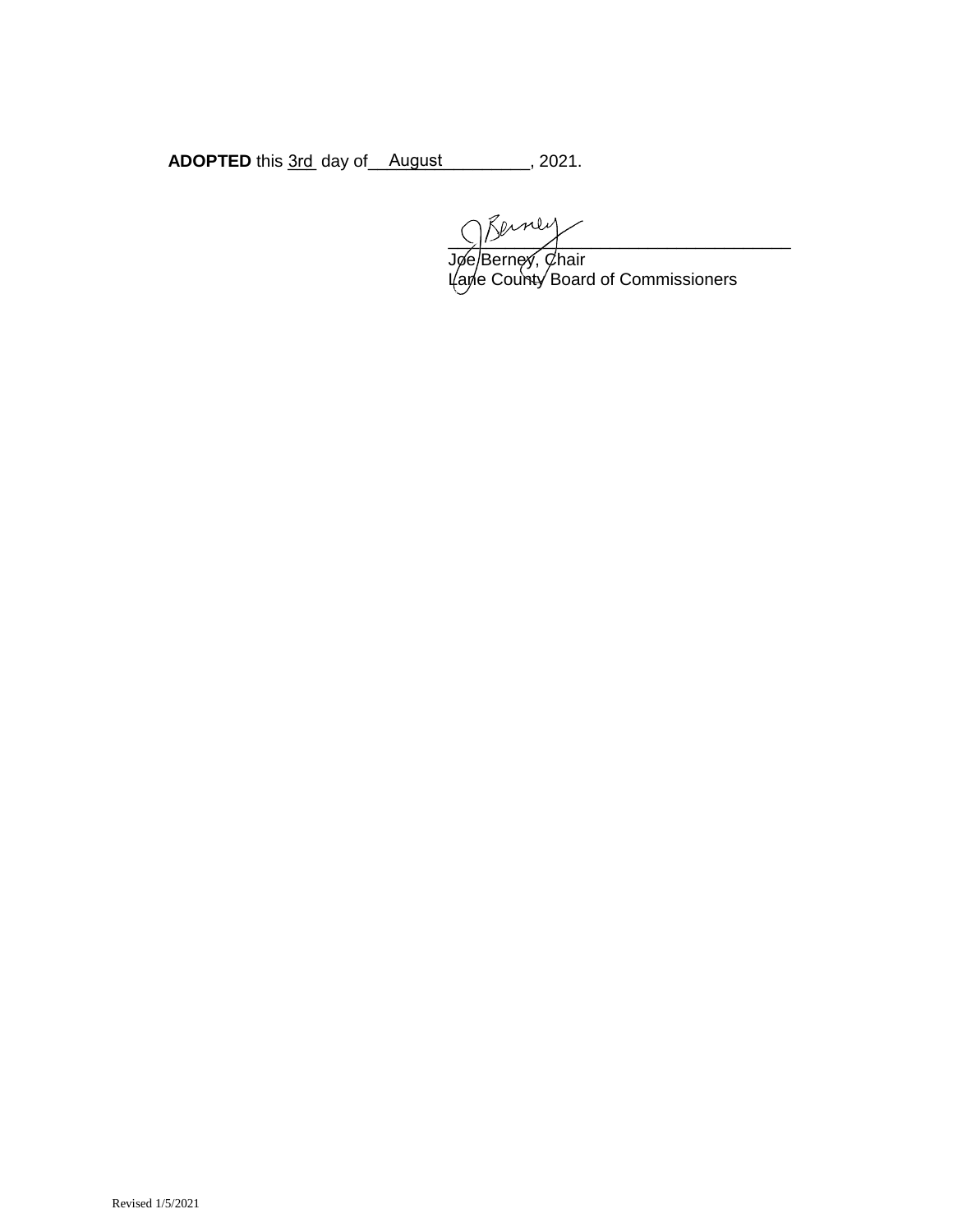**ADOPTED** this 3rd day of August, 2021.

Joe Berney, Chair
Lane County Board of Commissioners

Revised 1/5/2021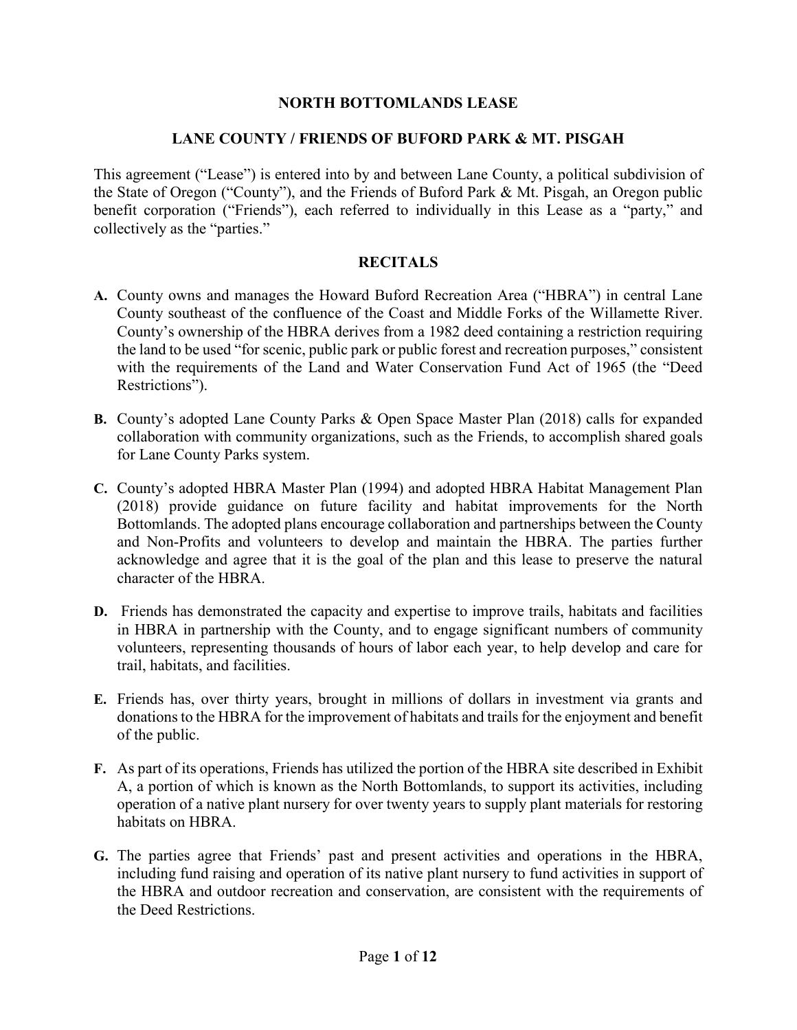# NORTH BOTTOMLANDS LEASE

## LANE COUNTY / FRIENDS OF BUFORD PARK & MT. PISGAH

This agreement ("Lease") is entered into by and between Lane County, a political subdivision of the State of Oregon ("County"), and the Friends of Buford Park & Mt. Pisgah, an Oregon public benefit corporation ("Friends"), each referred to individually in this Lease as a "party," and collectively as the "parties."

## RECITALS

**A.** County owns and manages the Howard Buford Recreation Area ("HBRA") in central Lane County southeast of the confluence of the Coast and Middle Forks of the Willamette River. County's ownership of the HBRA derives from a 1982 deed containing a restriction requiring the land to be used "for scenic, public park or public forest and recreation purposes," consistent with the requirements of the Land and Water Conservation Fund Act of 1965 (the "Deed Restrictions").

**B.** County's adopted Lane County Parks & Open Space Master Plan (2018) calls for expanded collaboration with community organizations, such as the Friends, to accomplish shared goals for Lane County Parks system.

**C.** County's adopted HBRA Master Plan (1994) and adopted HBRA Habitat Management Plan (2018) provide guidance on future facility and habitat improvements for the North Bottomlands. The adopted plans encourage collaboration and partnerships between the County and Non-Profits and volunteers to develop and maintain the HBRA. The parties further acknowledge and agree that it is the goal of the plan and this lease to preserve the natural character of the HBRA.

**D.** Friends has demonstrated the capacity and expertise to improve trails, habitats and facilities in HBRA in partnership with the County, and to engage significant numbers of community volunteers, representing thousands of hours of labor each year, to help develop and care for trail, habitats, and facilities.

**E.** Friends has, over thirty years, brought in millions of dollars in investment via grants and donations to the HBRA for the improvement of habitats and trails for the enjoyment and benefit of the public.

**F.** As part of its operations, Friends has utilized the portion of the HBRA site described in Exhibit A, a portion of which is known as the North Bottomlands, to support its activities, including operation of a native plant nursery for over twenty years to supply plant materials for restoring habitats on HBRA.

**G.** The parties agree that Friends' past and present activities and operations in the HBRA, including fund raising and operation of its native plant nursery to fund activities in support of the HBRA and outdoor recreation and conservation, are consistent with the requirements of the Deed Restrictions.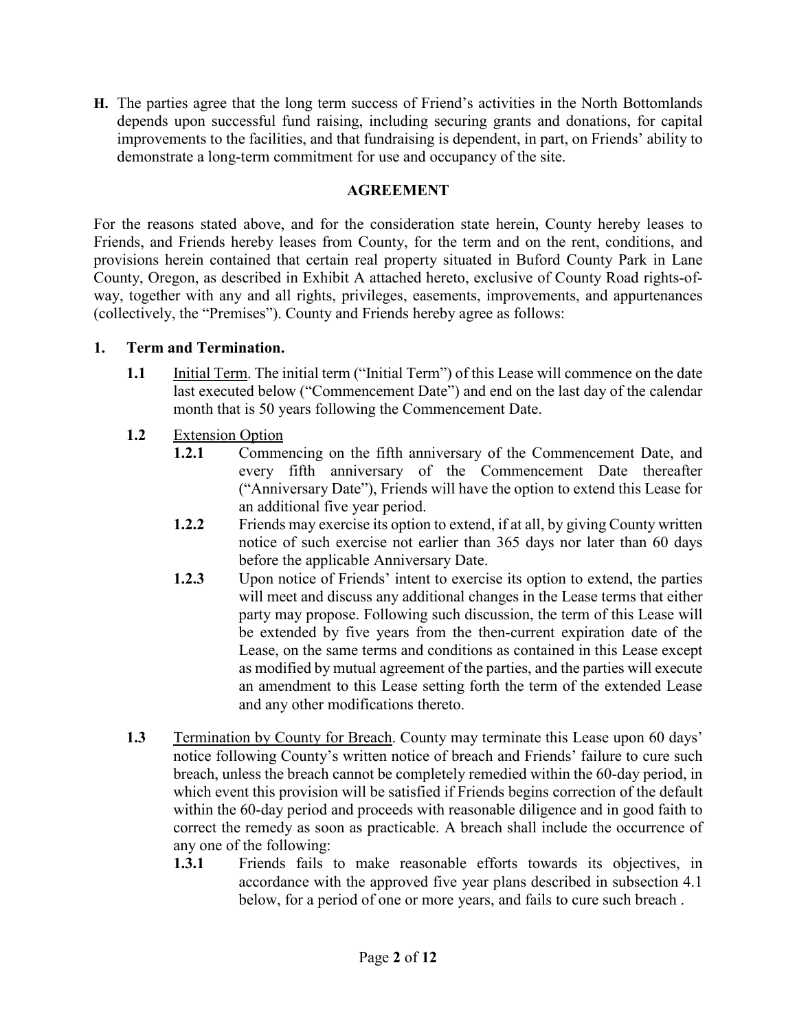**H.** The parties agree that the long term success of Friend's activities in the North Bottomlands depends upon successful fund raising, including securing grants and donations, for capital improvements to the facilities, and that fundraising is dependent, in part, on Friends' ability to demonstrate a long-term commitment for use and occupancy of the site.

## AGREEMENT

For the reasons stated above, and for the consideration state herein, County hereby leases to Friends, and Friends hereby leases from County, for the term and on the rent, conditions, and provisions herein contained that certain real property situated in Buford County Park in Lane County, Oregon, as described in Exhibit A attached hereto, exclusive of County Road rights-of-way, together with any and all rights, privileges, easements, improvements, and appurtenances (collectively, the "Premises"). County and Friends hereby agree as follows:

**1. Term and Termination.**

**1.1** Initial Term. The initial term ("Initial Term") of this Lease will commence on the date last executed below ("Commencement Date") and end on the last day of the calendar month that is 50 years following the Commencement Date.

**1.2** Extension Option

**1.2.1** Commencing on the fifth anniversary of the Commencement Date, and every fifth anniversary of the Commencement Date thereafter ("Anniversary Date"), Friends will have the option to extend this Lease for an additional five year period.

**1.2.2** Friends may exercise its option to extend, if at all, by giving County written notice of such exercise not earlier than 365 days nor later than 60 days before the applicable Anniversary Date.

**1.2.3** Upon notice of Friends' intent to exercise its option to extend, the parties will meet and discuss any additional changes in the Lease terms that either party may propose. Following such discussion, the term of this Lease will be extended by five years from the then-current expiration date of the Lease, on the same terms and conditions as contained in this Lease except as modified by mutual agreement of the parties, and the parties will execute an amendment to this Lease setting forth the term of the extended Lease and any other modifications thereto.

**1.3** Termination by County for Breach. County may terminate this Lease upon 60 days' notice following County's written notice of breach and Friends' failure to cure such breach, unless the breach cannot be completely remedied within the 60-day period, in which event this provision will be satisfied if Friends begins correction of the default within the 60-day period and proceeds with reasonable diligence and in good faith to correct the remedy as soon as practicable. A breach shall include the occurrence of any one of the following:

**1.3.1** Friends fails to make reasonable efforts towards its objectives, in accordance with the approved five year plans described in subsection 4.1 below, for a period of one or more years, and fails to cure such breach .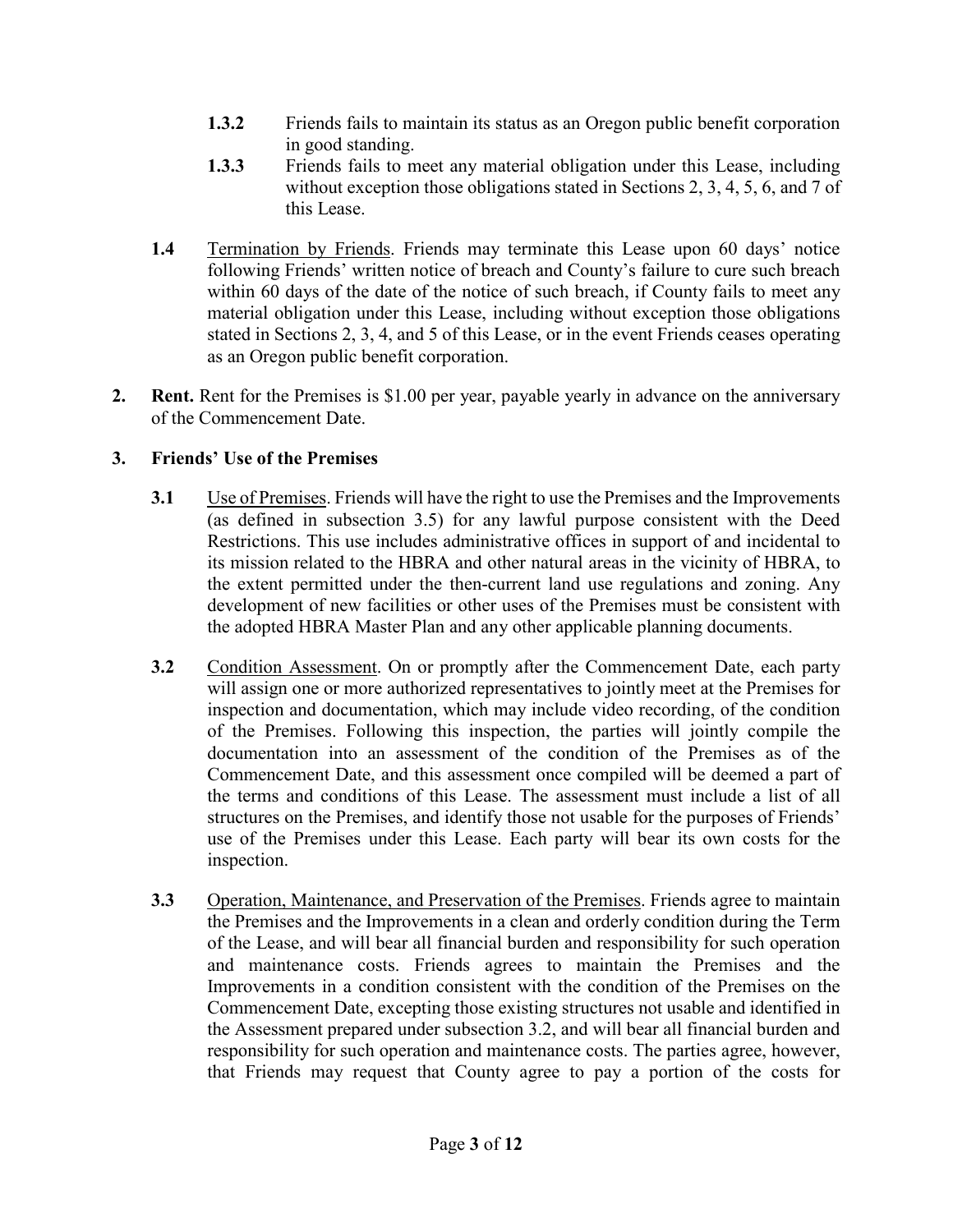**1.3.2** Friends fails to maintain its status as an Oregon public benefit corporation in good standing.

**1.3.3** Friends fails to meet any material obligation under this Lease, including without exception those obligations stated in Sections 2, 3, 4, 5, 6, and 7 of this Lease.

**1.4** Termination by Friends. Friends may terminate this Lease upon 60 days' notice following Friends' written notice of breach and County's failure to cure such breach within 60 days of the date of the notice of such breach, if County fails to meet any material obligation under this Lease, including without exception those obligations stated in Sections 2, 3, 4, and 5 of this Lease, or in the event Friends ceases operating as an Oregon public benefit corporation.

**2. Rent.** Rent for the Premises is $1.00 per year, payable yearly in advance on the anniversary of the Commencement Date.

**3. Friends' Use of the Premises**

**3.1** Use of Premises. Friends will have the right to use the Premises and the Improvements (as defined in subsection 3.5) for any lawful purpose consistent with the Deed Restrictions. This use includes administrative offices in support of and incidental to its mission related to the HBRA and other natural areas in the vicinity of HBRA, to the extent permitted under the then-current land use regulations and zoning. Any development of new facilities or other uses of the Premises must be consistent with the adopted HBRA Master Plan and any other applicable planning documents.

**3.2** Condition Assessment. On or promptly after the Commencement Date, each party will assign one or more authorized representatives to jointly meet at the Premises for inspection and documentation, which may include video recording, of the condition of the Premises. Following this inspection, the parties will jointly compile the documentation into an assessment of the condition of the Premises as of the Commencement Date, and this assessment once compiled will be deemed a part of the terms and conditions of this Lease. The assessment must include a list of all structures on the Premises, and identify those not usable for the purposes of Friends' use of the Premises under this Lease. Each party will bear its own costs for the inspection.

**3.3** Operation, Maintenance, and Preservation of the Premises. Friends agree to maintain the Premises and the Improvements in a clean and orderly condition during the Term of the Lease, and will bear all financial burden and responsibility for such operation and maintenance costs. Friends agrees to maintain the Premises and the Improvements in a condition consistent with the condition of the Premises on the Commencement Date, excepting those existing structures not usable and identified in the Assessment prepared under subsection 3.2, and will bear all financial burden and responsibility for such operation and maintenance costs. The parties agree, however, that Friends may request that County agree to pay a portion of the costs for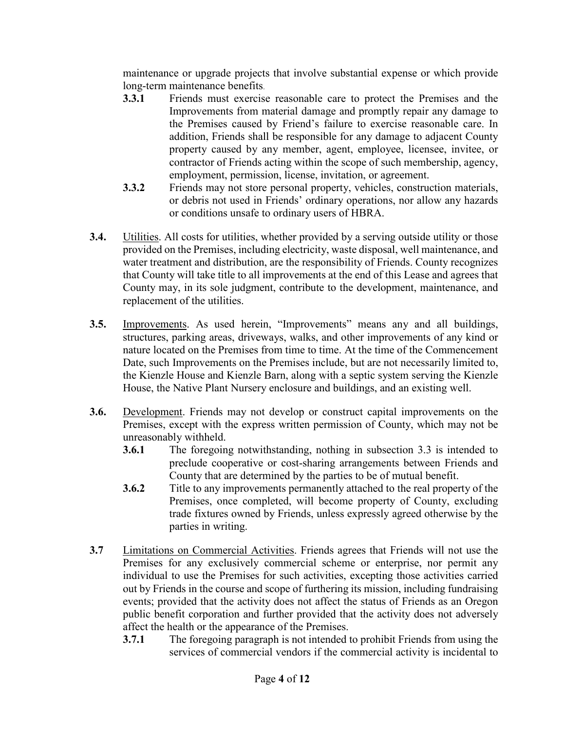maintenance or upgrade projects that involve substantial expense or which provide long-term maintenance benefits.

**3.3.1** Friends must exercise reasonable care to protect the Premises and the Improvements from material damage and promptly repair any damage to the Premises caused by Friend's failure to exercise reasonable care. In addition, Friends shall be responsible for any damage to adjacent County property caused by any member, agent, employee, licensee, invitee, or contractor of Friends acting within the scope of such membership, agency, employment, permission, license, invitation, or agreement.

**3.3.2** Friends may not store personal property, vehicles, construction materials, or debris not used in Friends' ordinary operations, nor allow any hazards or conditions unsafe to ordinary users of HBRA.

**3.4.** Utilities. All costs for utilities, whether provided by a serving outside utility or those provided on the Premises, including electricity, waste disposal, well maintenance, and water treatment and distribution, are the responsibility of Friends. County recognizes that County will take title to all improvements at the end of this Lease and agrees that County may, in its sole judgment, contribute to the development, maintenance, and replacement of the utilities.

**3.5.** Improvements. As used herein, "Improvements" means any and all buildings, structures, parking areas, driveways, walks, and other improvements of any kind or nature located on the Premises from time to time. At the time of the Commencement Date, such Improvements on the Premises include, but are not necessarily limited to, the Kienzle House and Kienzle Barn, along with a septic system serving the Kienzle House, the Native Plant Nursery enclosure and buildings, and an existing well.

**3.6.** Development. Friends may not develop or construct capital improvements on the Premises, except with the express written permission of County, which may not be unreasonably withheld.

**3.6.1** The foregoing notwithstanding, nothing in subsection 3.3 is intended to preclude cooperative or cost-sharing arrangements between Friends and County that are determined by the parties to be of mutual benefit.

**3.6.2** Title to any improvements permanently attached to the real property of the Premises, once completed, will become property of County, excluding trade fixtures owned by Friends, unless expressly agreed otherwise by the parties in writing.

**3.7** Limitations on Commercial Activities. Friends agrees that Friends will not use the Premises for any exclusively commercial scheme or enterprise, nor permit any individual to use the Premises for such activities, excepting those activities carried out by Friends in the course and scope of furthering its mission, including fundraising events; provided that the activity does not affect the status of Friends as an Oregon public benefit corporation and further provided that the activity does not adversely affect the health or the appearance of the Premises.

**3.7.1** The foregoing paragraph is not intended to prohibit Friends from using the services of commercial vendors if the commercial activity is incidental to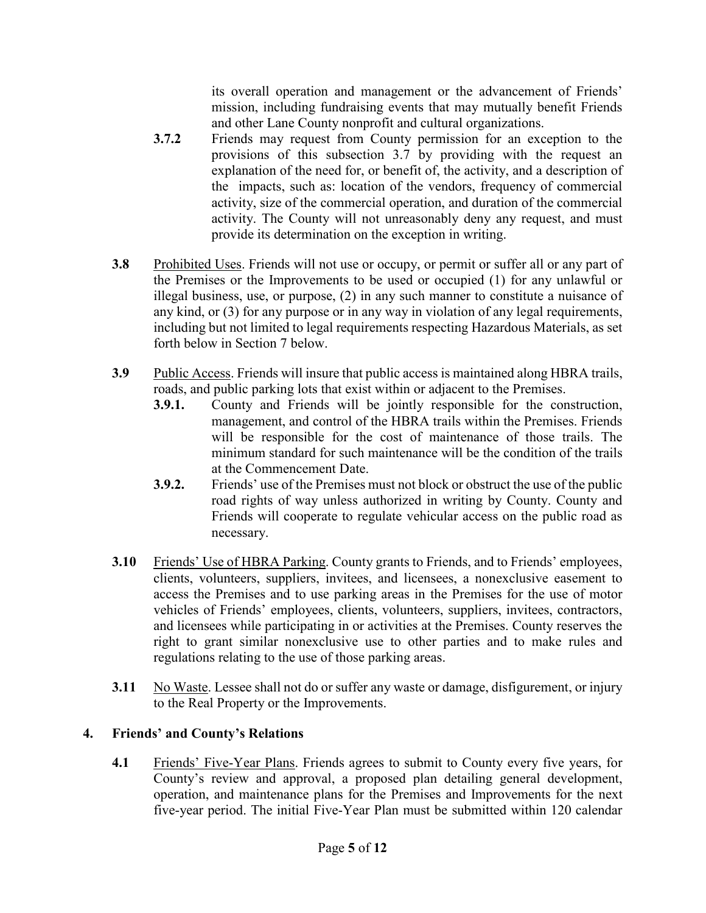its overall operation and management or the advancement of Friends' mission, including fundraising events that may mutually benefit Friends and other Lane County nonprofit and cultural organizations.

**3.7.2** Friends may request from County permission for an exception to the provisions of this subsection 3.7 by providing with the request an explanation of the need for, or benefit of, the activity, and a description of the impacts, such as: location of the vendors, frequency of commercial activity, size of the commercial operation, and duration of the commercial activity. The County will not unreasonably deny any request, and must provide its determination on the exception in writing.

**3.8** Prohibited Uses. Friends will not use or occupy, or permit or suffer all or any part of the Premises or the Improvements to be used or occupied (1) for any unlawful or illegal business, use, or purpose, (2) in any such manner to constitute a nuisance of any kind, or (3) for any purpose or in any way in violation of any legal requirements, including but not limited to legal requirements respecting Hazardous Materials, as set forth below in Section 7 below.

**3.9** Public Access. Friends will insure that public access is maintained along HBRA trails, roads, and public parking lots that exist within or adjacent to the Premises.

**3.9.1.** County and Friends will be jointly responsible for the construction, management, and control of the HBRA trails within the Premises. Friends will be responsible for the cost of maintenance of those trails. The minimum standard for such maintenance will be the condition of the trails at the Commencement Date.

**3.9.2.** Friends' use of the Premises must not block or obstruct the use of the public road rights of way unless authorized in writing by County. County and Friends will cooperate to regulate vehicular access on the public road as necessary.

**3.10** Friends' Use of HBRA Parking. County grants to Friends, and to Friends' employees, clients, volunteers, suppliers, invitees, and licensees, a nonexclusive easement to access the Premises and to use parking areas in the Premises for the use of motor vehicles of Friends' employees, clients, volunteers, suppliers, invitees, contractors, and licensees while participating in or activities at the Premises. County reserves the right to grant similar nonexclusive use to other parties and to make rules and regulations relating to the use of those parking areas.

**3.11** No Waste. Lessee shall not do or suffer any waste or damage, disfigurement, or injury to the Real Property or the Improvements.

## 4. Friends' and County's Relations

**4.1** Friends' Five-Year Plans. Friends agrees to submit to County every five years, for County's review and approval, a proposed plan detailing general development, operation, and maintenance plans for the Premises and Improvements for the next five-year period. The initial Five-Year Plan must be submitted within 120 calendar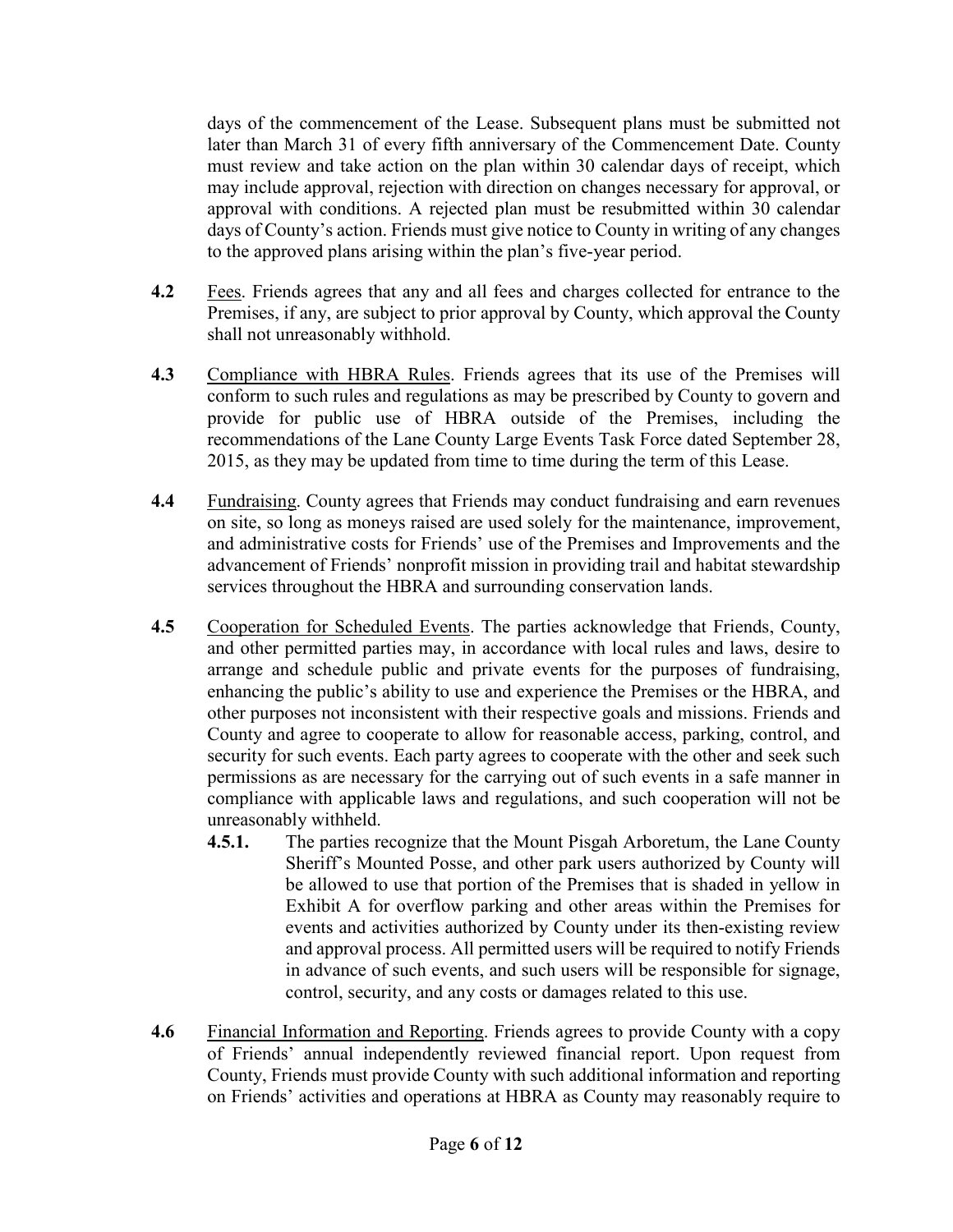days of the commencement of the Lease. Subsequent plans must be submitted not later than March 31 of every fifth anniversary of the Commencement Date. County must review and take action on the plan within 30 calendar days of receipt, which may include approval, rejection with direction on changes necessary for approval, or approval with conditions. A rejected plan must be resubmitted within 30 calendar days of County's action. Friends must give notice to County in writing of any changes to the approved plans arising within the plan's five-year period.

**4.2** Fees. Friends agrees that any and all fees and charges collected for entrance to the Premises, if any, are subject to prior approval by County, which approval the County shall not unreasonably withhold.

**4.3** Compliance with HBRA Rules. Friends agrees that its use of the Premises will conform to such rules and regulations as may be prescribed by County to govern and provide for public use of HBRA outside of the Premises, including the recommendations of the Lane County Large Events Task Force dated September 28, 2015, as they may be updated from time to time during the term of this Lease.

**4.4** Fundraising. County agrees that Friends may conduct fundraising and earn revenues on site, so long as moneys raised are used solely for the maintenance, improvement, and administrative costs for Friends' use of the Premises and Improvements and the advancement of Friends' nonprofit mission in providing trail and habitat stewardship services throughout the HBRA and surrounding conservation lands.

**4.5** Cooperation for Scheduled Events. The parties acknowledge that Friends, County, and other permitted parties may, in accordance with local rules and laws, desire to arrange and schedule public and private events for the purposes of fundraising, enhancing the public's ability to use and experience the Premises or the HBRA, and other purposes not inconsistent with their respective goals and missions. Friends and County and agree to cooperate to allow for reasonable access, parking, control, and security for such events. Each party agrees to cooperate with the other and seek such permissions as are necessary for the carrying out of such events in a safe manner in compliance with applicable laws and regulations, and such cooperation will not be unreasonably withheld.

**4.5.1.** The parties recognize that the Mount Pisgah Arboretum, the Lane County Sheriff's Mounted Posse, and other park users authorized by County will be allowed to use that portion of the Premises that is shaded in yellow in Exhibit A for overflow parking and other areas within the Premises for events and activities authorized by County under its then-existing review and approval process. All permitted users will be required to notify Friends in advance of such events, and such users will be responsible for signage, control, security, and any costs or damages related to this use.

**4.6** Financial Information and Reporting. Friends agrees to provide County with a copy of Friends' annual independently reviewed financial report. Upon request from County, Friends must provide County with such additional information and reporting on Friends' activities and operations at HBRA as County may reasonably require to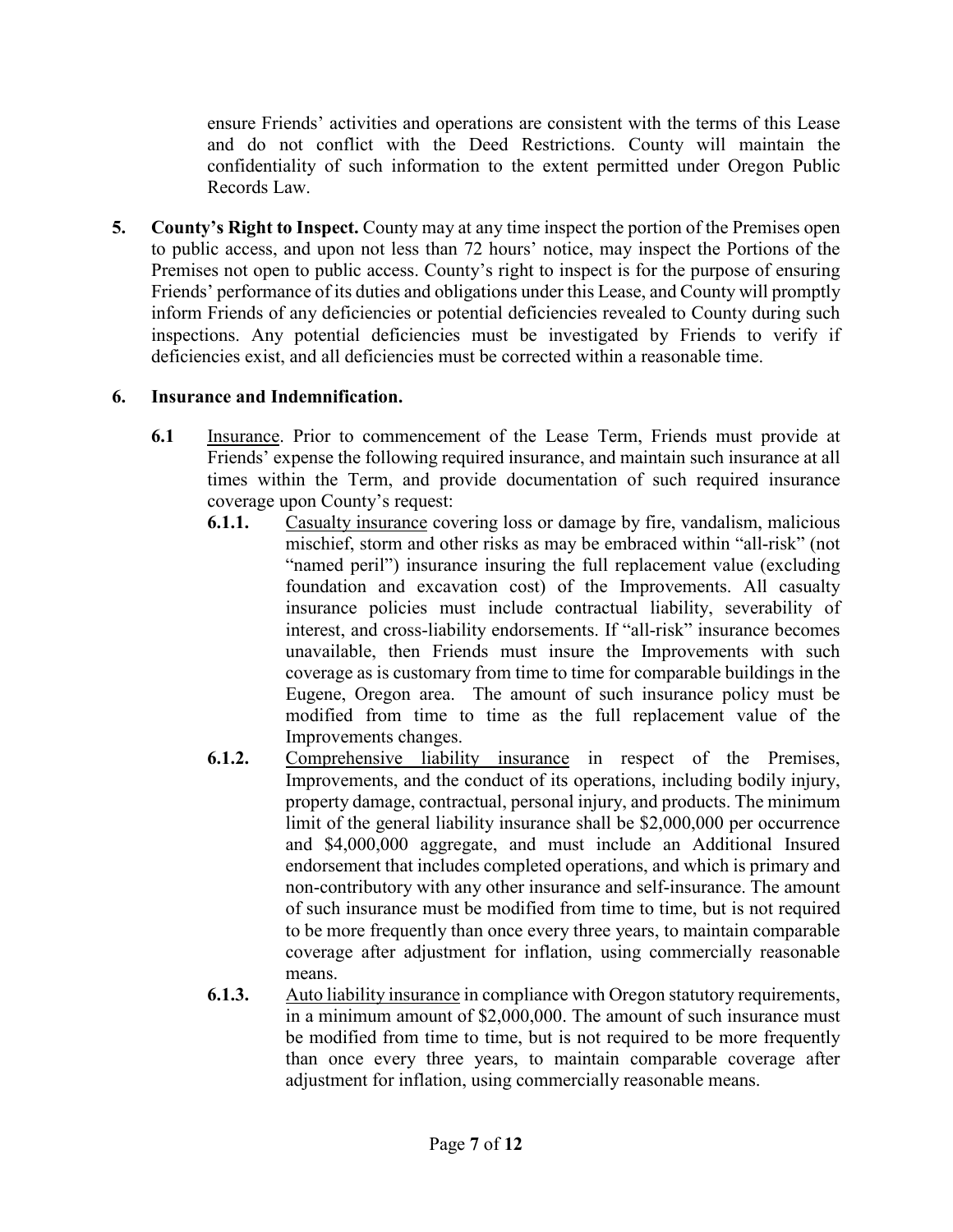ensure Friends' activities and operations are consistent with the terms of this Lease and do not conflict with the Deed Restrictions. County will maintain the confidentiality of such information to the extent permitted under Oregon Public Records Law.

**5. County's Right to Inspect.** County may at any time inspect the portion of the Premises open to public access, and upon not less than 72 hours' notice, may inspect the Portions of the Premises not open to public access. County's right to inspect is for the purpose of ensuring Friends' performance of its duties and obligations under this Lease, and County will promptly inform Friends of any deficiencies or potential deficiencies revealed to County during such inspections. Any potential deficiencies must be investigated by Friends to verify if deficiencies exist, and all deficiencies must be corrected within a reasonable time.

**6. Insurance and Indemnification.**

**6.1** Insurance. Prior to commencement of the Lease Term, Friends must provide at Friends' expense the following required insurance, and maintain such insurance at all times within the Term, and provide documentation of such required insurance coverage upon County's request:

**6.1.1.** Casualty insurance covering loss or damage by fire, vandalism, malicious mischief, storm and other risks as may be embraced within "all-risk" (not "named peril") insurance insuring the full replacement value (excluding foundation and excavation cost) of the Improvements. All casualty insurance policies must include contractual liability, severability of interest, and cross-liability endorsements. If "all-risk" insurance becomes unavailable, then Friends must insure the Improvements with such coverage as is customary from time to time for comparable buildings in the Eugene, Oregon area. The amount of such insurance policy must be modified from time to time as the full replacement value of the Improvements changes.

**6.1.2.** Comprehensive liability insurance in respect of the Premises, Improvements, and the conduct of its operations, including bodily injury, property damage, contractual, personal injury, and products. The minimum limit of the general liability insurance shall be $2,000,000 per occurrence and $4,000,000 aggregate, and must include an Additional Insured endorsement that includes completed operations, and which is primary and non-contributory with any other insurance and self-insurance. The amount of such insurance must be modified from time to time, but is not required to be more frequently than once every three years, to maintain comparable coverage after adjustment for inflation, using commercially reasonable means.

**6.1.3.** Auto liability insurance in compliance with Oregon statutory requirements, in a minimum amount of $2,000,000. The amount of such insurance must be modified from time to time, but is not required to be more frequently than once every three years, to maintain comparable coverage after adjustment for inflation, using commercially reasonable means.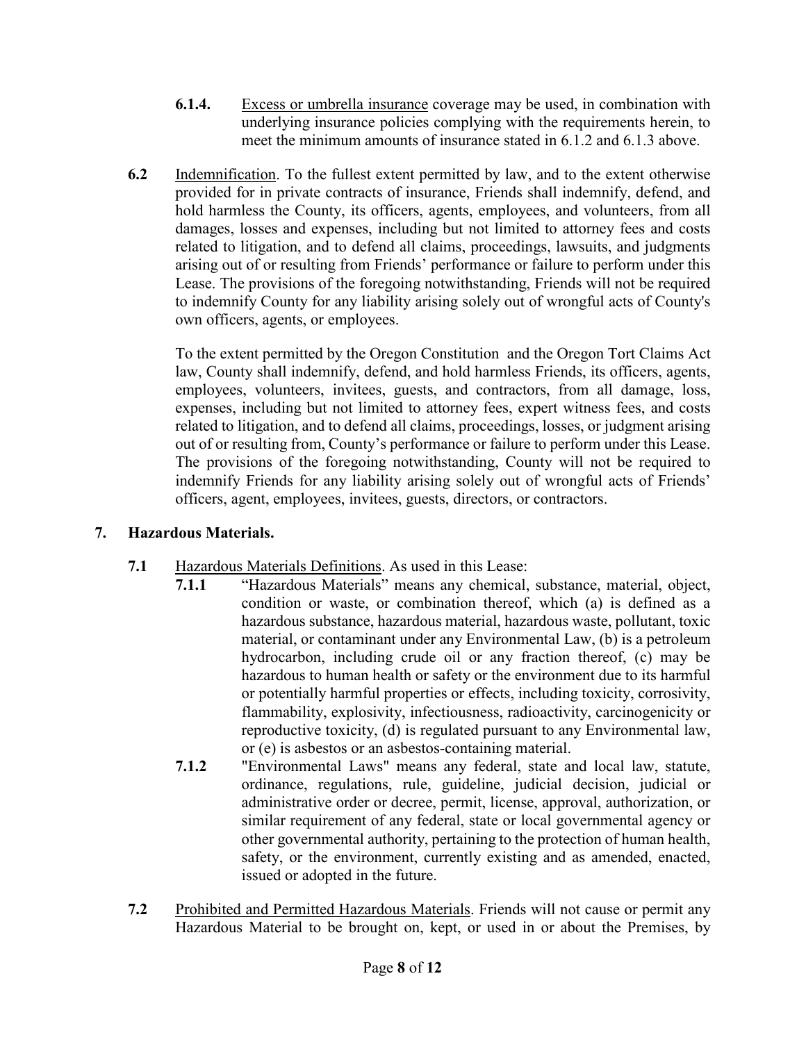**6.1.4.** Excess or umbrella insurance coverage may be used, in combination with underlying insurance policies complying with the requirements herein, to meet the minimum amounts of insurance stated in 6.1.2 and 6.1.3 above.

**6.2** Indemnification. To the fullest extent permitted by law, and to the extent otherwise provided for in private contracts of insurance, Friends shall indemnify, defend, and hold harmless the County, its officers, agents, employees, and volunteers, from all damages, losses and expenses, including but not limited to attorney fees and costs related to litigation, and to defend all claims, proceedings, lawsuits, and judgments arising out of or resulting from Friends' performance or failure to perform under this Lease. The provisions of the foregoing notwithstanding, Friends will not be required to indemnify County for any liability arising solely out of wrongful acts of County's own officers, agents, or employees.

To the extent permitted by the Oregon Constitution and the Oregon Tort Claims Act law, County shall indemnify, defend, and hold harmless Friends, its officers, agents, employees, volunteers, invitees, guests, and contractors, from all damage, loss, expenses, including but not limited to attorney fees, expert witness fees, and costs related to litigation, and to defend all claims, proceedings, losses, or judgment arising out of or resulting from, County's performance or failure to perform under this Lease. The provisions of the foregoing notwithstanding, County will not be required to indemnify Friends for any liability arising solely out of wrongful acts of Friends' officers, agent, employees, invitees, guests, directors, or contractors.

## 7. Hazardous Materials.

**7.1** Hazardous Materials Definitions. As used in this Lease:

**7.1.1** "Hazardous Materials" means any chemical, substance, material, object, condition or waste, or combination thereof, which (a) is defined as a hazardous substance, hazardous material, hazardous waste, pollutant, toxic material, or contaminant under any Environmental Law, (b) is a petroleum hydrocarbon, including crude oil or any fraction thereof, (c) may be hazardous to human health or safety or the environment due to its harmful or potentially harmful properties or effects, including toxicity, corrosivity, flammability, explosivity, infectiousness, radioactivity, carcinogenicity or reproductive toxicity, (d) is regulated pursuant to any Environmental law, or (e) is asbestos or an asbestos-containing material.

**7.1.2** "Environmental Laws" means any federal, state and local law, statute, ordinance, regulations, rule, guideline, judicial decision, judicial or administrative order or decree, permit, license, approval, authorization, or similar requirement of any federal, state or local governmental agency or other governmental authority, pertaining to the protection of human health, safety, or the environment, currently existing and as amended, enacted, issued or adopted in the future.

**7.2** Prohibited and Permitted Hazardous Materials. Friends will not cause or permit any Hazardous Material to be brought on, kept, or used in or about the Premises, by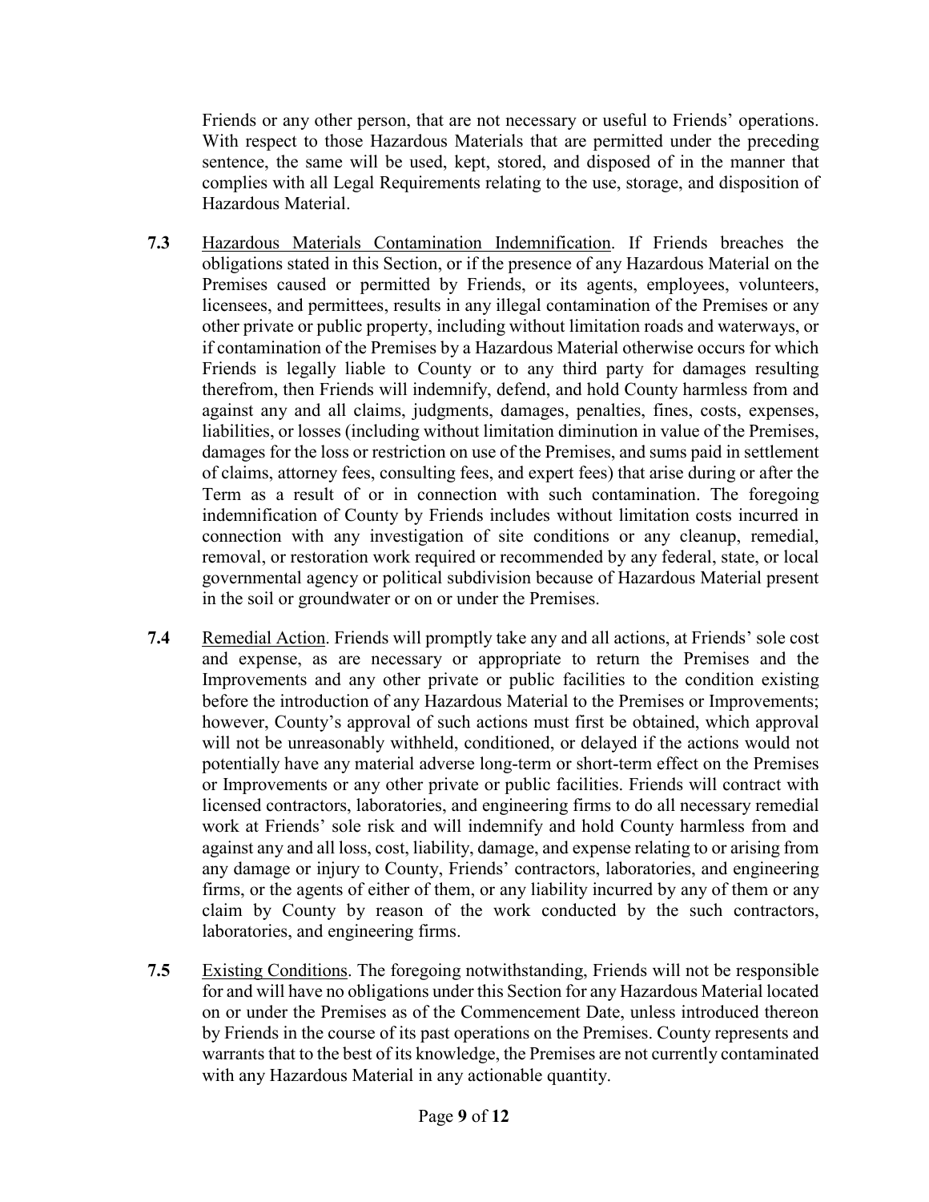Friends or any other person, that are not necessary or useful to Friends' operations. With respect to those Hazardous Materials that are permitted under the preceding sentence, the same will be used, kept, stored, and disposed of in the manner that complies with all Legal Requirements relating to the use, storage, and disposition of Hazardous Material.

**7.3** Hazardous Materials Contamination Indemnification. If Friends breaches the obligations stated in this Section, or if the presence of any Hazardous Material on the Premises caused or permitted by Friends, or its agents, employees, volunteers, licensees, and permittees, results in any illegal contamination of the Premises or any other private or public property, including without limitation roads and waterways, or if contamination of the Premises by a Hazardous Material otherwise occurs for which Friends is legally liable to County or to any third party for damages resulting therefrom, then Friends will indemnify, defend, and hold County harmless from and against any and all claims, judgments, damages, penalties, fines, costs, expenses, liabilities, or losses (including without limitation diminution in value of the Premises, damages for the loss or restriction on use of the Premises, and sums paid in settlement of claims, attorney fees, consulting fees, and expert fees) that arise during or after the Term as a result of or in connection with such contamination. The foregoing indemnification of County by Friends includes without limitation costs incurred in connection with any investigation of site conditions or any cleanup, remedial, removal, or restoration work required or recommended by any federal, state, or local governmental agency or political subdivision because of Hazardous Material present in the soil or groundwater or on or under the Premises.

**7.4** Remedial Action. Friends will promptly take any and all actions, at Friends' sole cost and expense, as are necessary or appropriate to return the Premises and the Improvements and any other private or public facilities to the condition existing before the introduction of any Hazardous Material to the Premises or Improvements; however, County's approval of such actions must first be obtained, which approval will not be unreasonably withheld, conditioned, or delayed if the actions would not potentially have any material adverse long-term or short-term effect on the Premises or Improvements or any other private or public facilities. Friends will contract with licensed contractors, laboratories, and engineering firms to do all necessary remedial work at Friends' sole risk and will indemnify and hold County harmless from and against any and all loss, cost, liability, damage, and expense relating to or arising from any damage or injury to County, Friends' contractors, laboratories, and engineering firms, or the agents of either of them, or any liability incurred by any of them or any claim by County by reason of the work conducted by the such contractors, laboratories, and engineering firms.

**7.5** Existing Conditions. The foregoing notwithstanding, Friends will not be responsible for and will have no obligations under this Section for any Hazardous Material located on or under the Premises as of the Commencement Date, unless introduced thereon by Friends in the course of its past operations on the Premises. County represents and warrants that to the best of its knowledge, the Premises are not currently contaminated with any Hazardous Material in any actionable quantity.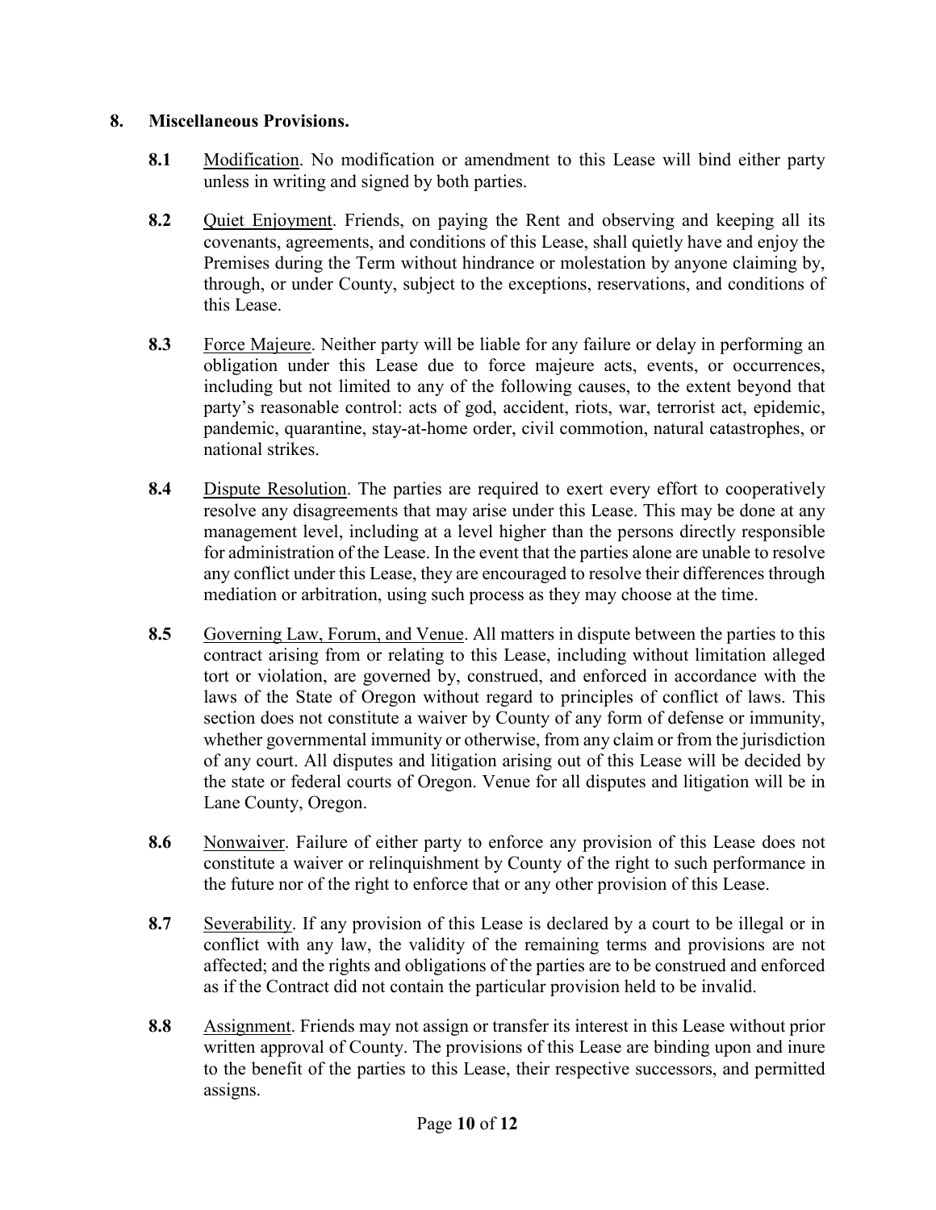## 8. Miscellaneous Provisions.

**8.1** Modification. No modification or amendment to this Lease will bind either party unless in writing and signed by both parties.

**8.2** Quiet Enjoyment. Friends, on paying the Rent and observing and keeping all its covenants, agreements, and conditions of this Lease, shall quietly have and enjoy the Premises during the Term without hindrance or molestation by anyone claiming by, through, or under County, subject to the exceptions, reservations, and conditions of this Lease.

**8.3** Force Majeure. Neither party will be liable for any failure or delay in performing an obligation under this Lease due to force majeure acts, events, or occurrences, including but not limited to any of the following causes, to the extent beyond that party's reasonable control: acts of god, accident, riots, war, terrorist act, epidemic, pandemic, quarantine, stay-at-home order, civil commotion, natural catastrophes, or national strikes.

**8.4** Dispute Resolution. The parties are required to exert every effort to cooperatively resolve any disagreements that may arise under this Lease. This may be done at any management level, including at a level higher than the persons directly responsible for administration of the Lease. In the event that the parties alone are unable to resolve any conflict under this Lease, they are encouraged to resolve their differences through mediation or arbitration, using such process as they may choose at the time.

**8.5** Governing Law, Forum, and Venue. All matters in dispute between the parties to this contract arising from or relating to this Lease, including without limitation alleged tort or violation, are governed by, construed, and enforced in accordance with the laws of the State of Oregon without regard to principles of conflict of laws. This section does not constitute a waiver by County of any form of defense or immunity, whether governmental immunity or otherwise, from any claim or from the jurisdiction of any court. All disputes and litigation arising out of this Lease will be decided by the state or federal courts of Oregon. Venue for all disputes and litigation will be in Lane County, Oregon.

**8.6** Nonwaiver. Failure of either party to enforce any provision of this Lease does not constitute a waiver or relinquishment by County of the right to such performance in the future nor of the right to enforce that or any other provision of this Lease.

**8.7** Severability. If any provision of this Lease is declared by a court to be illegal or in conflict with any law, the validity of the remaining terms and provisions are not affected; and the rights and obligations of the parties are to be construed and enforced as if the Contract did not contain the particular provision held to be invalid.

**8.8** Assignment. Friends may not assign or transfer its interest in this Lease without prior written approval of County. The provisions of this Lease are binding upon and inure to the benefit of the parties to this Lease, their respective successors, and permitted assigns.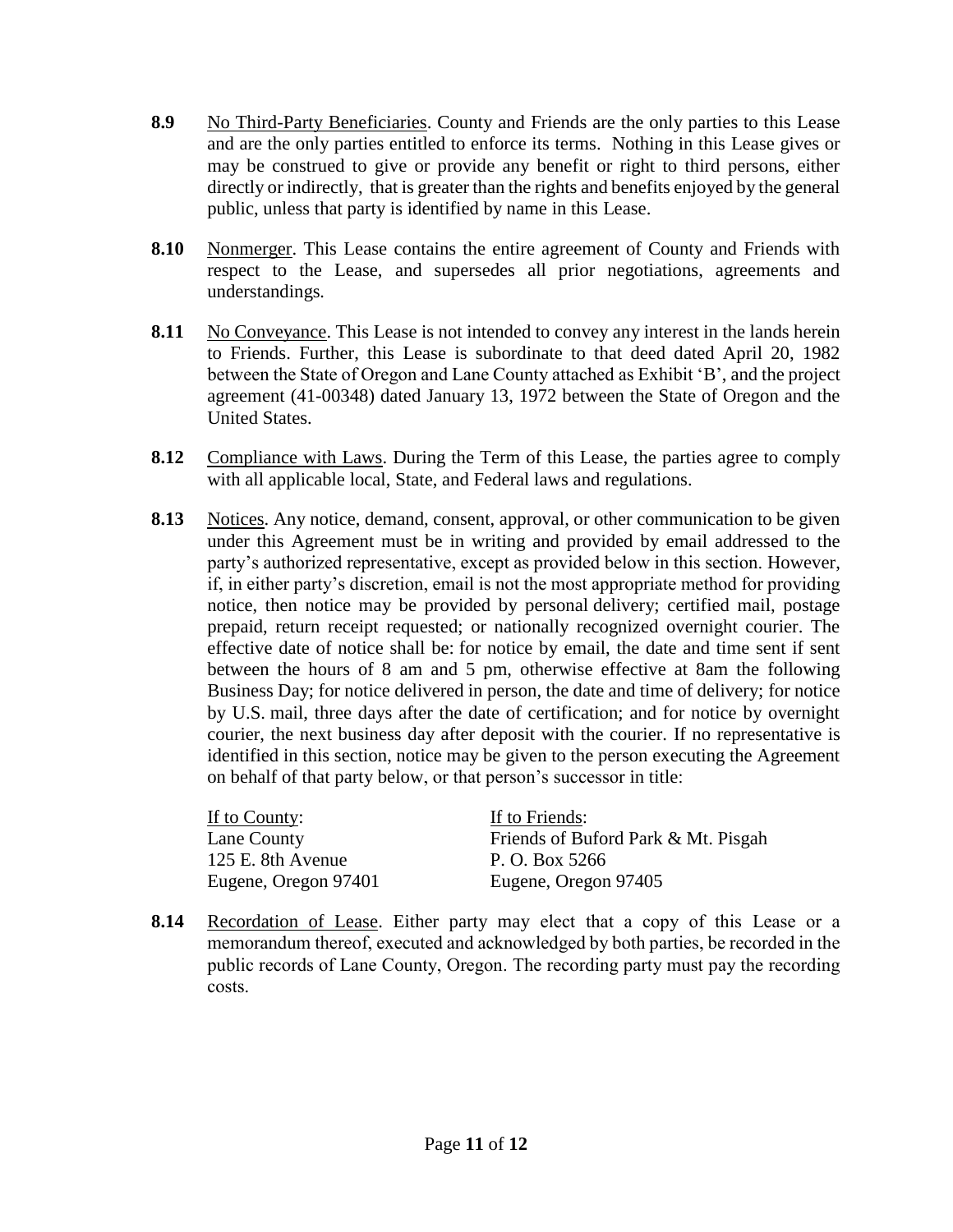**8.9** No Third-Party Beneficiaries. County and Friends are the only parties to this Lease and are the only parties entitled to enforce its terms. Nothing in this Lease gives or may be construed to give or provide any benefit or right to third persons, either directly or indirectly, that is greater than the rights and benefits enjoyed by the general public, unless that party is identified by name in this Lease.

**8.10** Nonmerger. This Lease contains the entire agreement of County and Friends with respect to the Lease, and supersedes all prior negotiations, agreements and understandings.

**8.11** No Conveyance. This Lease is not intended to convey any interest in the lands herein to Friends. Further, this Lease is subordinate to that deed dated April 20, 1982 between the State of Oregon and Lane County attached as Exhibit 'B', and the project agreement (41-00348) dated January 13, 1972 between the State of Oregon and the United States.

**8.12** Compliance with Laws. During the Term of this Lease, the parties agree to comply with all applicable local, State, and Federal laws and regulations.

**8.13** Notices. Any notice, demand, consent, approval, or other communication to be given under this Agreement must be in writing and provided by email addressed to the party's authorized representative, except as provided below in this section. However, if, in either party's discretion, email is not the most appropriate method for providing notice, then notice may be provided by personal delivery; certified mail, postage prepaid, return receipt requested; or nationally recognized overnight courier. The effective date of notice shall be: for notice by email, the date and time sent if sent between the hours of 8 am and 5 pm, otherwise effective at 8am the following Business Day; for notice delivered in person, the date and time of delivery; for notice by U.S. mail, three days after the date of certification; and for notice by overnight courier, the next business day after deposit with the courier. If no representative is identified in this section, notice may be given to the person executing the Agreement on behalf of that party below, or that person's successor in title:

If to County:
Lane County
125 E. 8th Avenue
Eugene, Oregon 97401

If to Friends:
Friends of Buford Park & Mt. Pisgah
P. O. Box 5266
Eugene, Oregon 97405

**8.14** Recordation of Lease. Either party may elect that a copy of this Lease or a memorandum thereof, executed and acknowledged by both parties, be recorded in the public records of Lane County, Oregon. The recording party must pay the recording costs.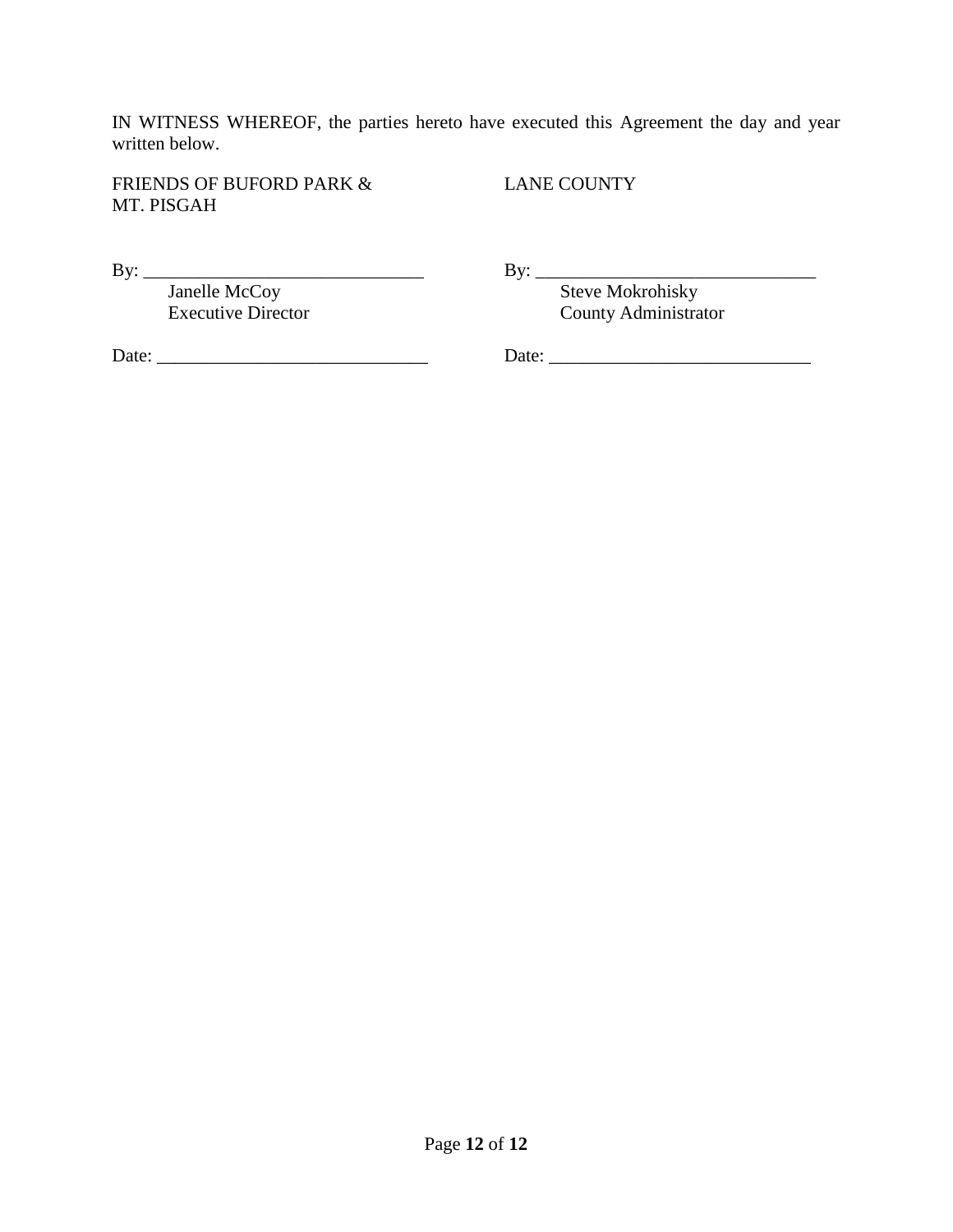IN WITNESS WHEREOF, the parties hereto have executed this Agreement the day and year written below.

FRIENDS OF BUFORD PARK & MT. PISGAH

By: ______________________________
Janelle McCoy
Executive Director

Date: _____________________________

LANE COUNTY

By: ______________________________
Steve Mokrohisky
County Administrator

Date: ____________________________